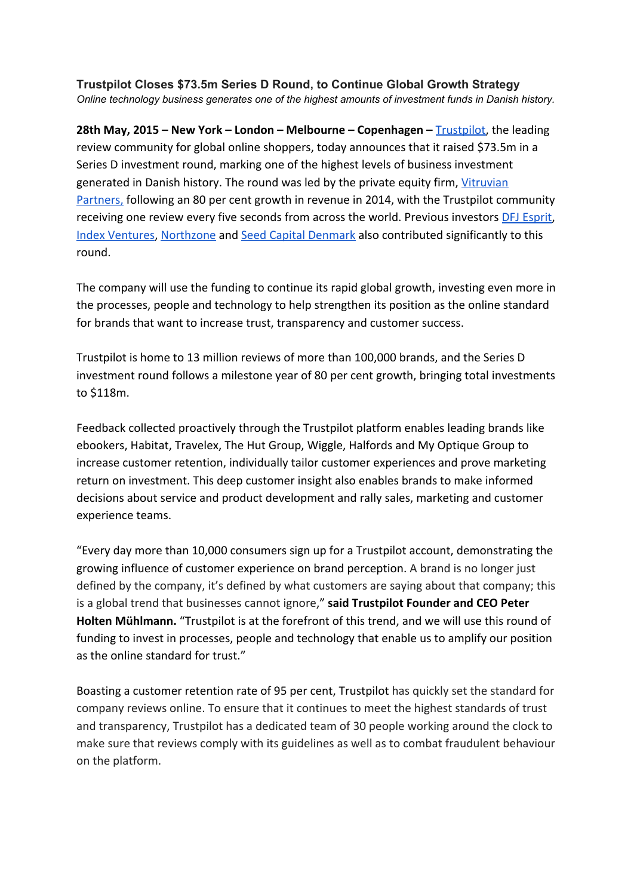# Trustpilot Closes $73.5m Series D Round, to Continue Global Growth Strategy

*Online technology business generates one of the highest amounts of investment funds in Danish history.*

**28th May, 2015 – New York – London – Melbourne – Copenhagen –** Trustpilot, the leading review community for global online shoppers, today announces that it raised $73.5m in a Series D investment round, marking one of the highest levels of business investment generated in Danish history. The round was led by the private equity firm, Vitruvian Partners, following an 80 per cent growth in revenue in 2014, with the Trustpilot community receiving one review every five seconds from across the world. Previous investors DFJ Esprit, Index Ventures, Northzone and Seed Capital Denmark also contributed significantly to this round.

The company will use the funding to continue its rapid global growth, investing even more in the processes, people and technology to help strengthen its position as the online standard for brands that want to increase trust, transparency and customer success.

Trustpilot is home to 13 million reviews of more than 100,000 brands, and the Series D investment round follows a milestone year of 80 per cent growth, bringing total investments to $118m.

Feedback collected proactively through the Trustpilot platform enables leading brands like ebookers, Habitat, Travelex, The Hut Group, Wiggle, Halfords and My Optique Group to increase customer retention, individually tailor customer experiences and prove marketing return on investment. This deep customer insight also enables brands to make informed decisions about service and product development and rally sales, marketing and customer experience teams.

"Every day more than 10,000 consumers sign up for a Trustpilot account, demonstrating the growing influence of customer experience on brand perception. A brand is no longer just defined by the company, it's defined by what customers are saying about that company; this is a global trend that businesses cannot ignore," **said Trustpilot Founder and CEO Peter Holten Mühlmann.** "Trustpilot is at the forefront of this trend, and we will use this round of funding to invest in processes, people and technology that enable us to amplify our position as the online standard for trust."

Boasting a customer retention rate of 95 per cent, Trustpilot has quickly set the standard for company reviews online. To ensure that it continues to meet the highest standards of trust and transparency, Trustpilot has a dedicated team of 30 people working around the clock to make sure that reviews comply with its guidelines as well as to combat fraudulent behaviour on the platform.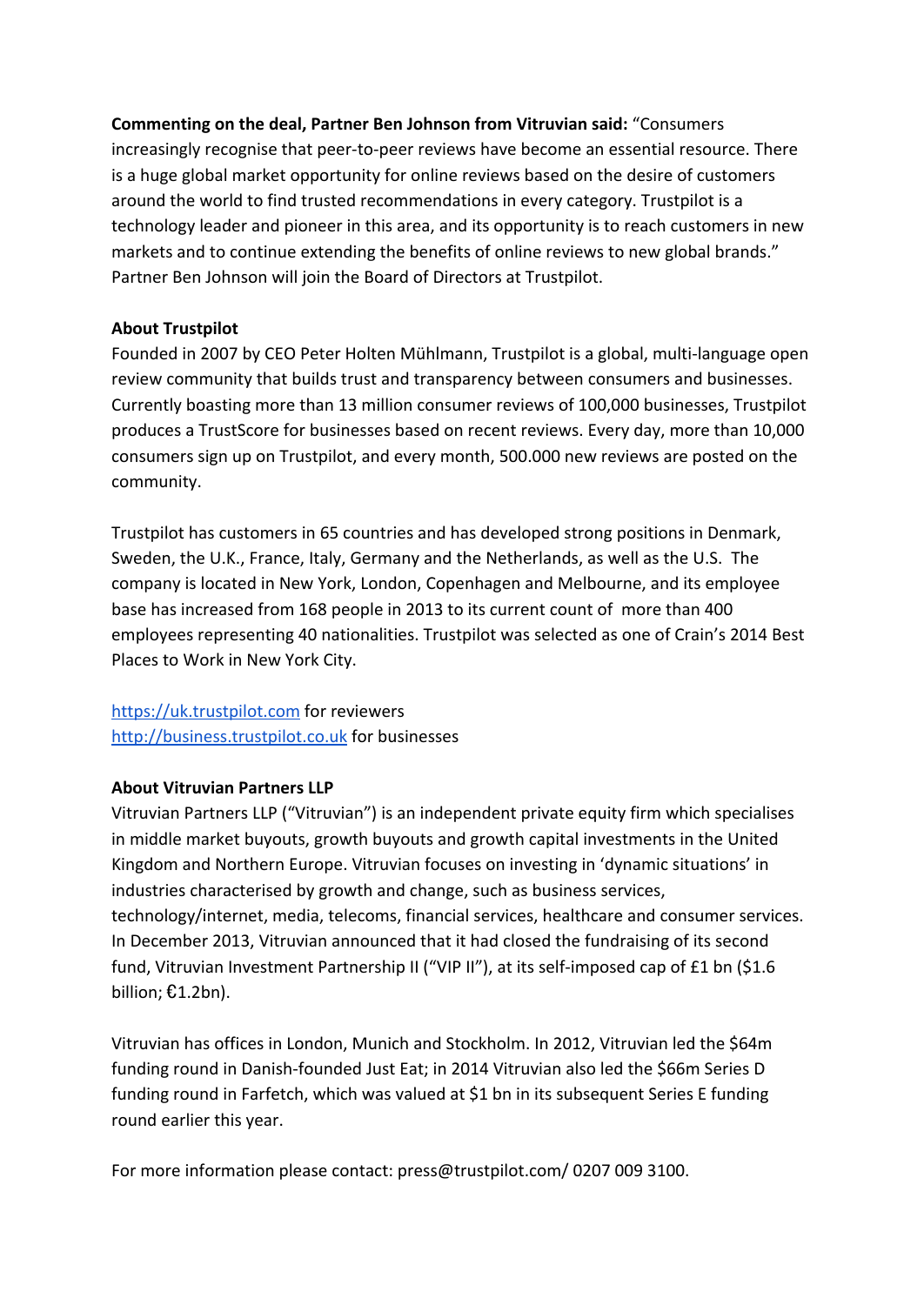**Commenting on the deal, Partner Ben Johnson from Vitruvian said:** "Consumers increasingly recognise that peer-to-peer reviews have become an essential resource. There is a huge global market opportunity for online reviews based on the desire of customers around the world to find trusted recommendations in every category. Trustpilot is a technology leader and pioneer in this area, and its opportunity is to reach customers in new markets and to continue extending the benefits of online reviews to new global brands." Partner Ben Johnson will join the Board of Directors at Trustpilot.

**About Trustpilot**

Founded in 2007 by CEO Peter Holten Mühlmann, Trustpilot is a global, multi-language open review community that builds trust and transparency between consumers and businesses. Currently boasting more than 13 million consumer reviews of 100,000 businesses, Trustpilot produces a TrustScore for businesses based on recent reviews. Every day, more than 10,000 consumers sign up on Trustpilot, and every month, 500.000 new reviews are posted on the community.

Trustpilot has customers in 65 countries and has developed strong positions in Denmark, Sweden, the U.K., France, Italy, Germany and the Netherlands, as well as the U.S. The company is located in New York, London, Copenhagen and Melbourne, and its employee base has increased from 168 people in 2013 to its current count of more than 400 employees representing 40 nationalities. Trustpilot was selected as one of Crain's 2014 Best Places to Work in New York City.

[https://uk.trustpilot.com](https://uk.trustpilot.com) for reviewers
[http://business.trustpilot.co.uk](http://business.trustpilot.co.uk) for businesses

**About Vitruvian Partners LLP**

Vitruvian Partners LLP ("Vitruvian") is an independent private equity firm which specialises in middle market buyouts, growth buyouts and growth capital investments in the United Kingdom and Northern Europe. Vitruvian focuses on investing in 'dynamic situations' in industries characterised by growth and change, such as business services, technology/internet, media, telecoms, financial services, healthcare and consumer services. In December 2013, Vitruvian announced that it had closed the fundraising of its second fund, Vitruvian Investment Partnership II ("VIP II"), at its self-imposed cap of £1 bn ($1.6 billion; €1.2bn).

Vitruvian has offices in London, Munich and Stockholm. In 2012, Vitruvian led the $64m funding round in Danish-founded Just Eat; in 2014 Vitruvian also led the $66m Series D funding round in Farfetch, which was valued at $1 bn in its subsequent Series E funding round earlier this year.

For more information please contact: press@trustpilot.com/ 0207 009 3100.